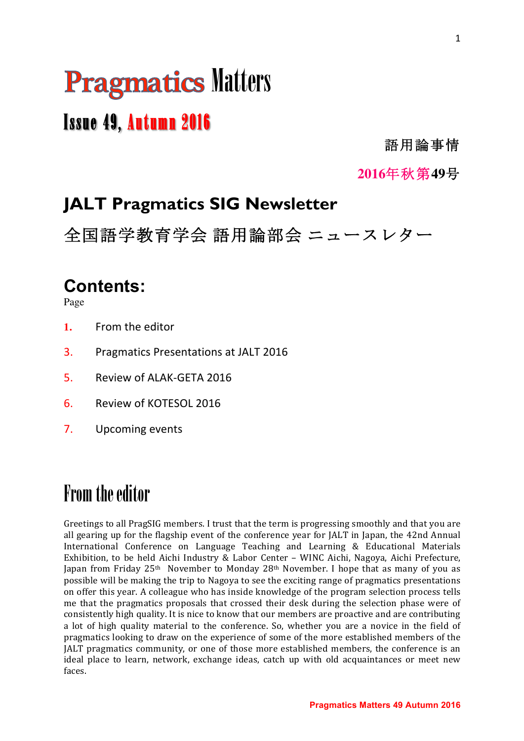# Pragmatics Matters

## Issue 49, Autumn 2016

語用論事情

2016年秋第49号

## JALT Pragmatics SIG Newsletter

全国語学教育学会 語用論部会 ニュースレター

## Contents:

Page

1. From the editor
3. Pragmatics Presentations at JALT 2016
5. Review of ALAK-GETA 2016
6. Review of KOTESOL 2016
7. Upcoming events

## From the editor

Greetings to all PragSIG members. I trust that the term is progressing smoothly and that you are all gearing up for the flagship event of the conference year for JALT in Japan, the 42nd Annual International Conference on Language Teaching and Learning & Educational Materials Exhibition, to be held Aichi Industry & Labor Center – WINC Aichi, Nagoya, Aichi Prefecture, Japan from Friday 25th November to Monday 28th November. I hope that as many of you as possible will be making the trip to Nagoya to see the exciting range of pragmatics presentations on offer this year. A colleague who has inside knowledge of the program selection process tells me that the pragmatics proposals that crossed their desk during the selection phase were of consistently high quality. It is nice to know that our members are proactive and are contributing a lot of high quality material to the conference. So, whether you are a novice in the field of pragmatics looking to draw on the experience of some of the more established members of the JALT pragmatics community, or one of those more established members, the conference is an ideal place to learn, network, exchange ideas, catch up with old acquaintances or meet new faces.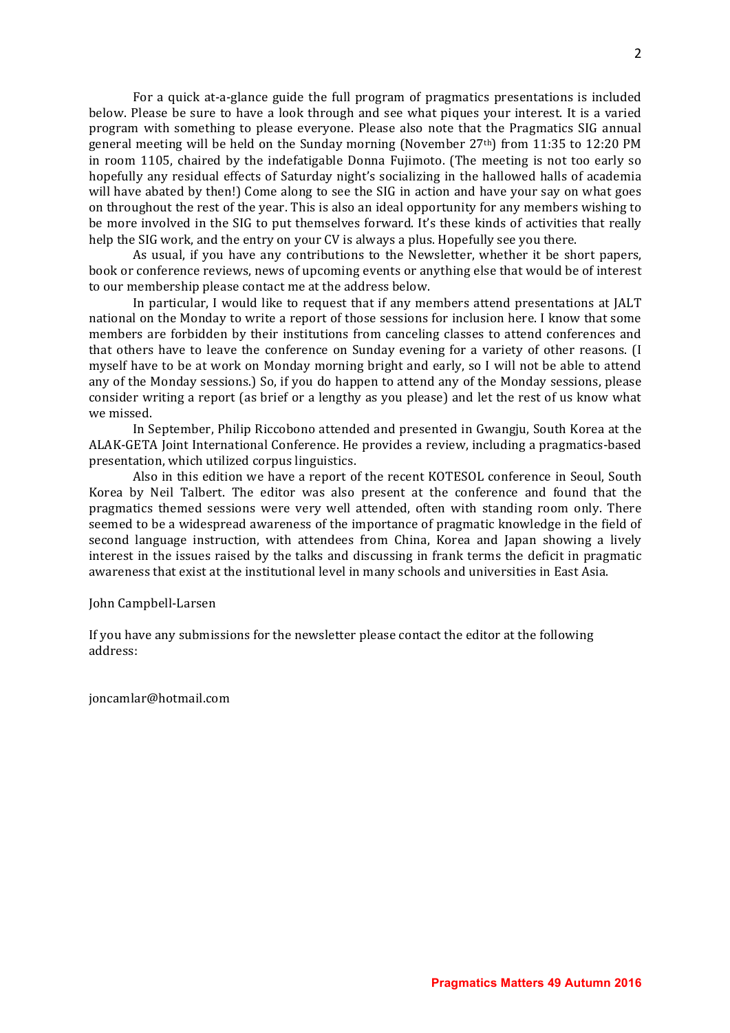For a quick at-a-glance guide the full program of pragmatics presentations is included below. Please be sure to have a look through and see what piques your interest. It is a varied program with something to please everyone. Please also note that the Pragmatics SIG annual general meeting will be held on the Sunday morning (November 27th) from 11:35 to 12:20 PM in room 1105, chaired by the indefatigable Donna Fujimoto. (The meeting is not too early so hopefully any residual effects of Saturday night's socializing in the hallowed halls of academia will have abated by then!) Come along to see the SIG in action and have your say on what goes on throughout the rest of the year. This is also an ideal opportunity for any members wishing to be more involved in the SIG to put themselves forward. It's these kinds of activities that really help the SIG work, and the entry on your CV is always a plus. Hopefully see you there.

As usual, if you have any contributions to the Newsletter, whether it be short papers, book or conference reviews, news of upcoming events or anything else that would be of interest to our membership please contact me at the address below.

In particular, I would like to request that if any members attend presentations at JALT national on the Monday to write a report of those sessions for inclusion here. I know that some members are forbidden by their institutions from canceling classes to attend conferences and that others have to leave the conference on Sunday evening for a variety of other reasons. (I myself have to be at work on Monday morning bright and early, so I will not be able to attend any of the Monday sessions.) So, if you do happen to attend any of the Monday sessions, please consider writing a report (as brief or a lengthy as you please) and let the rest of us know what we missed.

In September, Philip Riccobono attended and presented in Gwangju, South Korea at the ALAK-GETA Joint International Conference. He provides a review, including a pragmatics-based presentation, which utilized corpus linguistics.

Also in this edition we have a report of the recent KOTESOL conference in Seoul, South Korea by Neil Talbert. The editor was also present at the conference and found that the pragmatics themed sessions were very well attended, often with standing room only. There seemed to be a widespread awareness of the importance of pragmatic knowledge in the field of second language instruction, with attendees from China, Korea and Japan showing a lively interest in the issues raised by the talks and discussing in frank terms the deficit in pragmatic awareness that exist at the institutional level in many schools and universities in East Asia.

John Campbell-Larsen

If you have any submissions for the newsletter please contact the editor at the following address:

joncamlar@hotmail.com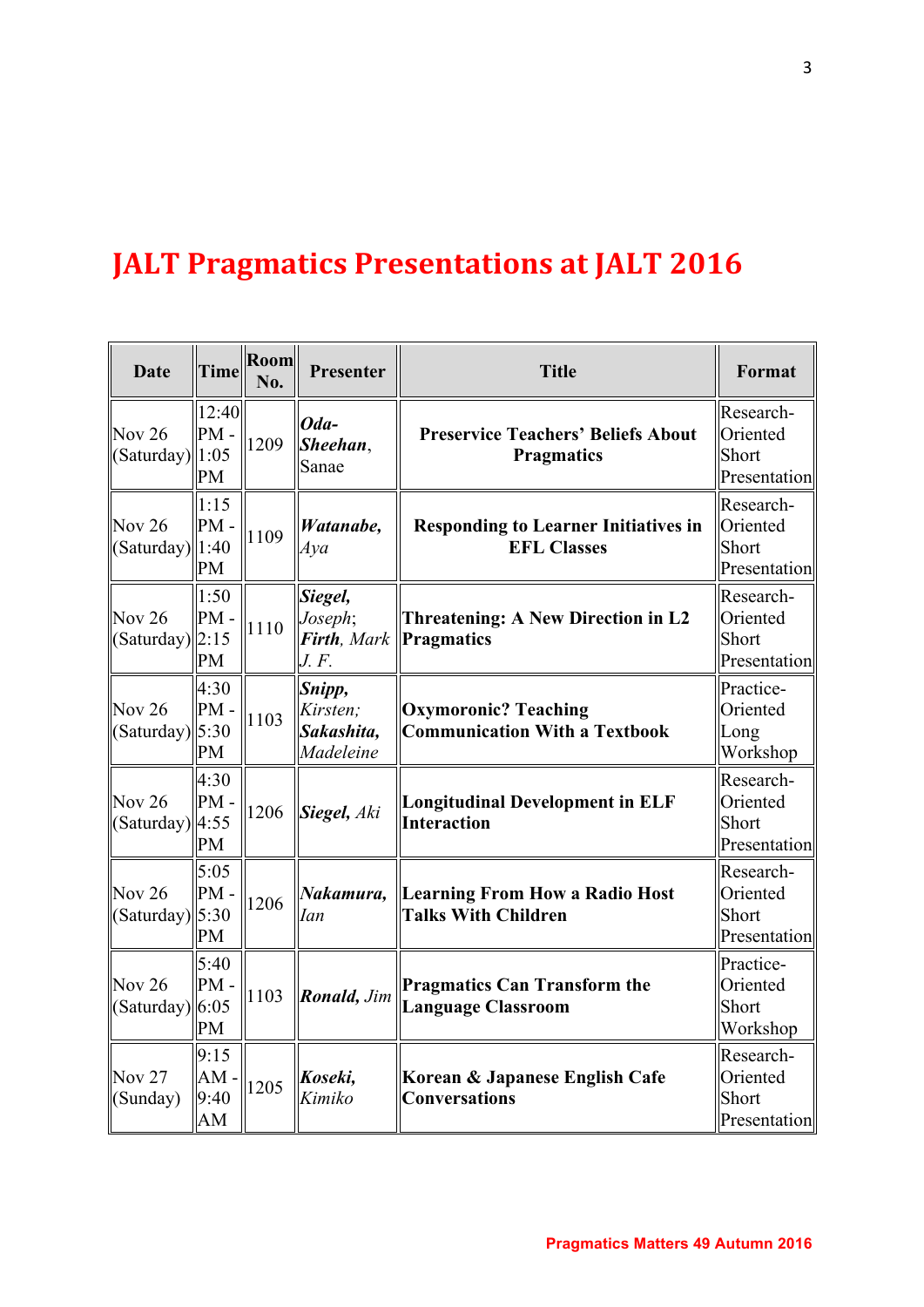# JALT Pragmatics Presentations at JALT 2016

| Date | Time | Room No. | Presenter | Title | Format |
|---|---|---|---|---|---|
| Nov 26 (Saturday) | 12:40 PM - 1:05 PM | 1209 | ***Oda-Sheehan***, Sanae | **Preservice Teachers' Beliefs About Pragmatics** | Research-Oriented Short Presentation |
| Nov 26 (Saturday) | 1:15 PM - 1:40 PM | 1109 | ***Watanabe,*** *Aya* | **Responding to Learner Initiatives in EFL Classes** | Research-Oriented Short Presentation |
| Nov 26 (Saturday) | 1:50 PM - 2:15 PM | 1110 | ***Siegel,*** *Joseph*; ***Firth,*** *Mark J. F.* | **Threatening: A New Direction in L2 Pragmatics** | Research-Oriented Short Presentation |
| Nov 26 (Saturday) | 4:30 PM - 5:30 PM | 1103 | ***Snipp,*** *Kirsten;* ***Sakashita,*** *Madeleine* | **Oxymoronic? Teaching Communication With a Textbook** | Practice-Oriented Long Workshop |
| Nov 26 (Saturday) | 4:30 PM - 4:55 PM | 1206 | ***Siegel,*** *Aki* | **Longitudinal Development in ELF Interaction** | Research-Oriented Short Presentation |
| Nov 26 (Saturday) | 5:05 PM - 5:30 PM | 1206 | ***Nakamura,*** *Ian* | **Learning From How a Radio Host Talks With Children** | Research-Oriented Short Presentation |
| Nov 26 (Saturday) | 5:40 PM - 6:05 PM | 1103 | ***Ronald,*** *Jim* | **Pragmatics Can Transform the Language Classroom** | Practice-Oriented Short Workshop |
| Nov 27 (Sunday) | 9:15 AM - 9:40 AM | 1205 | ***Koseki,*** *Kimiko* | **Korean & Japanese English Cafe Conversations** | Research-Oriented Short Presentation |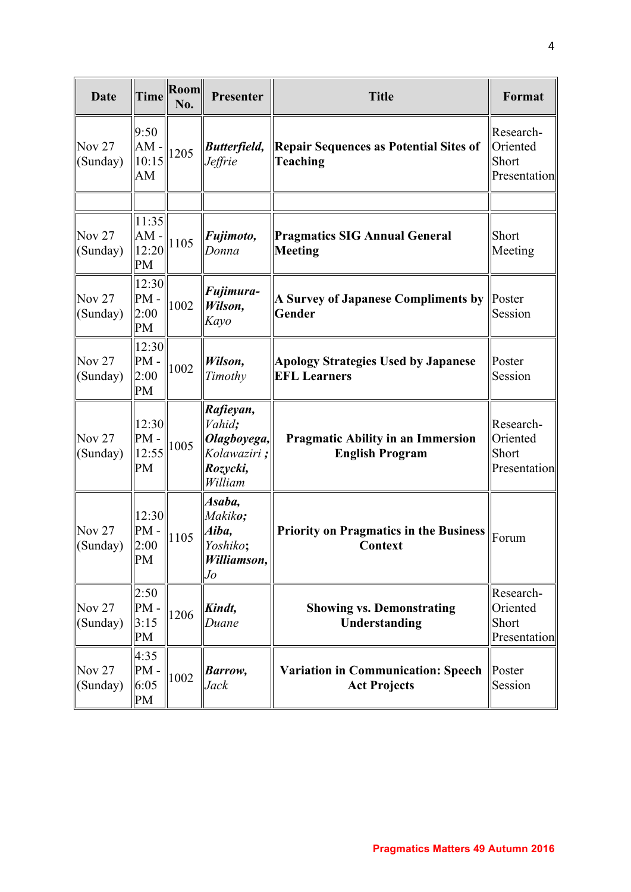| Date | Time | Room No. | Presenter | Title | Format |
|---|---|---|---|---|---|
| Nov 27 (Sunday) | 9:50 AM - 10:15 AM | 1205 | ***Butterfield,*** *Jeffrie* | **Repair Sequences as Potential Sites of Teaching** | Research-Oriented Short Presentation |
| | | | | | |
| Nov 27 (Sunday) | 11:35 AM - 12:20 PM | 1105 | ***Fujimoto,*** *Donna* | **Pragmatics SIG Annual General Meeting** | Short Meeting |
| Nov 27 (Sunday) | 12:30 PM - 2:00 PM | 1002 | ***Fujimura-Wilson,*** *Kayo* | **A Survey of Japanese Compliments by Gender** | Poster Session |
| Nov 27 (Sunday) | 12:30 PM - 2:00 PM | 1002 | ***Wilson,*** *Timothy* | **Apology Strategies Used by Japanese EFL Learners** | Poster Session |
| Nov 27 (Sunday) | 12:30 PM - 12:55 PM | 1005 | ***Rafieyan,*** *Vahid;* ***Olagboyega,*** *Kolawaziri ;* ***Rozycki,*** *William* | **Pragmatic Ability in an Immersion English Program** | Research-Oriented Short Presentation |
| Nov 27 (Sunday) | 12:30 PM - 2:00 PM | 1105 | ***Asaba,*** *Makiko;* ***Aiba,*** *Yoshiko;* ***Williamson,*** *Jo* | **Priority on Pragmatics in the Business Context** | Forum |
| Nov 27 (Sunday) | 2:50 PM - 3:15 PM | 1206 | ***Kindt,*** *Duane* | **Showing vs. Demonstrating Understanding** | Research-Oriented Short Presentation |
| Nov 27 (Sunday) | 4:35 PM - 6:05 PM | 1002 | ***Barrow,*** *Jack* | **Variation in Communication: Speech Act Projects** | Poster Session |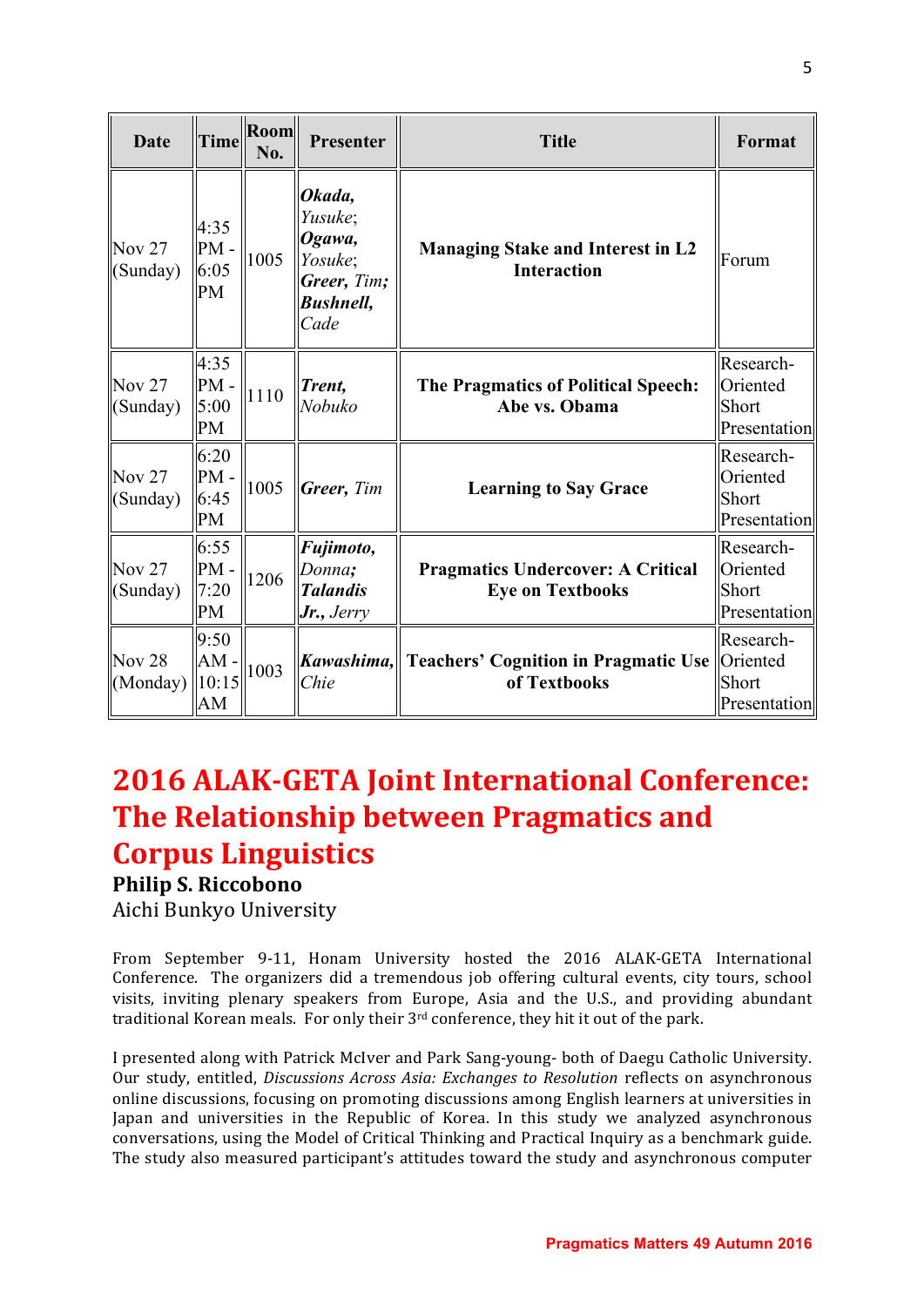| Date | Time | Room No. | Presenter | Title | Format |
|---|---|---|---|---|---|
| Nov 27 (Sunday) | 4:35 PM - 6:05 PM | 1005 | ***Okada,*** *Yusuke*; ***Ogawa,*** *Yosuke*; ***Greer,*** *Tim;* ***Bushnell,*** *Cade* | **Managing Stake and Interest in L2 Interaction** | Forum |
| Nov 27 (Sunday) | 4:35 PM - 5:00 PM | 1110 | ***Trent,*** *Nobuko* | **The Pragmatics of Political Speech: Abe vs. Obama** | Research-Oriented Short Presentation |
| Nov 27 (Sunday) | 6:20 PM - 6:45 PM | 1005 | ***Greer,*** *Tim* | **Learning to Say Grace** | Research-Oriented Short Presentation |
| Nov 27 (Sunday) | 6:55 PM - 7:20 PM | 1206 | ***Fujimoto,*** *Donna;* ***Talandis Jr.,*** *Jerry* | **Pragmatics Undercover: A Critical Eye on Textbooks** | Research-Oriented Short Presentation |
| Nov 28 (Monday) | 9:50 AM - 10:15 AM | 1003 | ***Kawashima,*** *Chie* | **Teachers' Cognition in Pragmatic Use of Textbooks** | Research-Oriented Short Presentation |

# 2016 ALAK-GETA Joint International Conference: The Relationship between Pragmatics and Corpus Linguistics

**Philip S. Riccobono**
Aichi Bunkyo University

From September 9-11, Honam University hosted the 2016 ALAK-GETA International Conference. The organizers did a tremendous job offering cultural events, city tours, school visits, inviting plenary speakers from Europe, Asia and the U.S., and providing abundant traditional Korean meals. For only their 3rd conference, they hit it out of the park.

I presented along with Patrick McIver and Park Sang-young- both of Daegu Catholic University. Our study, entitled, *Discussions Across Asia: Exchanges to Resolution* reflects on asynchronous online discussions, focusing on promoting discussions among English learners at universities in Japan and universities in the Republic of Korea. In this study we analyzed asynchronous conversations, using the Model of Critical Thinking and Practical Inquiry as a benchmark guide. The study also measured participant's attitudes toward the study and asynchronous computer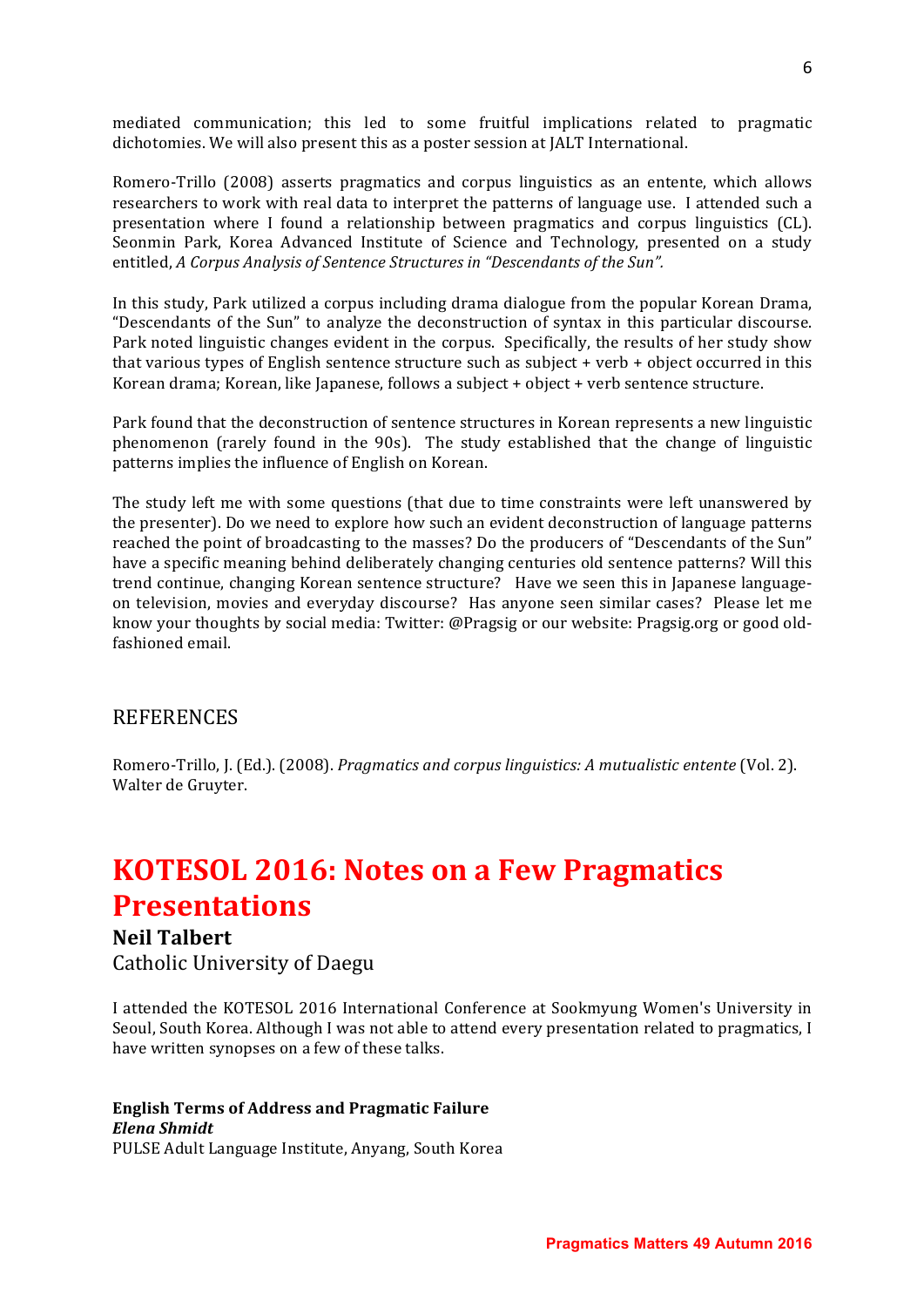mediated communication; this led to some fruitful implications related to pragmatic dichotomies. We will also present this as a poster session at JALT International.

Romero-Trillo (2008) asserts pragmatics and corpus linguistics as an entente, which allows researchers to work with real data to interpret the patterns of language use. I attended such a presentation where I found a relationship between pragmatics and corpus linguistics (CL). Seonmin Park, Korea Advanced Institute of Science and Technology, presented on a study entitled, *A Corpus Analysis of Sentence Structures in "Descendants of the Sun".*

In this study, Park utilized a corpus including drama dialogue from the popular Korean Drama, "Descendants of the Sun" to analyze the deconstruction of syntax in this particular discourse. Park noted linguistic changes evident in the corpus. Specifically, the results of her study show that various types of English sentence structure such as subject + verb + object occurred in this Korean drama; Korean, like Japanese, follows a subject + object + verb sentence structure.

Park found that the deconstruction of sentence structures in Korean represents a new linguistic phenomenon (rarely found in the 90s). The study established that the change of linguistic patterns implies the influence of English on Korean.

The study left me with some questions (that due to time constraints were left unanswered by the presenter). Do we need to explore how such an evident deconstruction of language patterns reached the point of broadcasting to the masses? Do the producers of "Descendants of the Sun" have a specific meaning behind deliberately changing centuries old sentence patterns? Will this trend continue, changing Korean sentence structure? Have we seen this in Japanese language-on television, movies and everyday discourse? Has anyone seen similar cases? Please let me know your thoughts by social media: Twitter: @Pragsig or our website: Pragsig.org or good old-fashioned email.

## REFERENCES

Romero-Trillo, J. (Ed.). (2008). *Pragmatics and corpus linguistics: A mutualistic entente* (Vol. 2). Walter de Gruyter.

# KOTESOL 2016: Notes on a Few Pragmatics Presentations

**Neil Talbert**
Catholic University of Daegu

I attended the KOTESOL 2016 International Conference at Sookmyung Women's University in Seoul, South Korea. Although I was not able to attend every presentation related to pragmatics, I have written synopses on a few of these talks.

**English Terms of Address and Pragmatic Failure**
***Elena Shmidt***
PULSE Adult Language Institute, Anyang, South Korea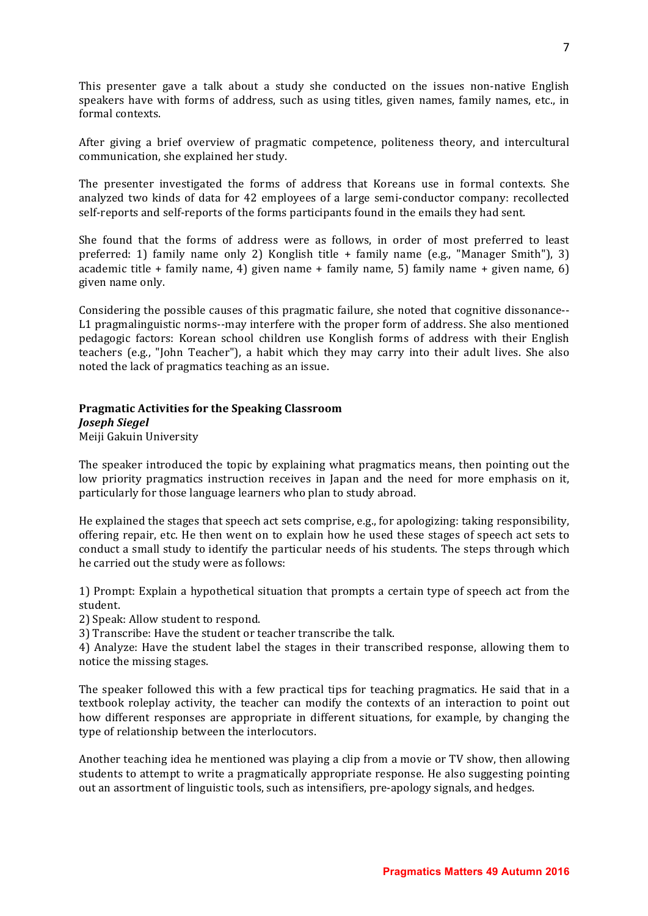This presenter gave a talk about a study she conducted on the issues non-native English speakers have with forms of address, such as using titles, given names, family names, etc., in formal contexts.

After giving a brief overview of pragmatic competence, politeness theory, and intercultural communication, she explained her study.

The presenter investigated the forms of address that Koreans use in formal contexts. She analyzed two kinds of data for 42 employees of a large semi-conductor company: recollected self-reports and self-reports of the forms participants found in the emails they had sent.

She found that the forms of address were as follows, in order of most preferred to least preferred: 1) family name only 2) Konglish title + family name (e.g., "Manager Smith"), 3) academic title + family name, 4) given name + family name, 5) family name + given name, 6) given name only.

Considering the possible causes of this pragmatic failure, she noted that cognitive dissonance--L1 pragmalinguistic norms--may interfere with the proper form of address. She also mentioned pedagogic factors: Korean school children use Konglish forms of address with their English teachers (e.g., "John Teacher"), a habit which they may carry into their adult lives. She also noted the lack of pragmatics teaching as an issue.

**Pragmatic Activities for the Speaking Classroom**
***Joseph Siegel***
Meiji Gakuin University

The speaker introduced the topic by explaining what pragmatics means, then pointing out the low priority pragmatics instruction receives in Japan and the need for more emphasis on it, particularly for those language learners who plan to study abroad.

He explained the stages that speech act sets comprise, e.g., for apologizing: taking responsibility, offering repair, etc. He then went on to explain how he used these stages of speech act sets to conduct a small study to identify the particular needs of his students. The steps through which he carried out the study were as follows:

1) Prompt: Explain a hypothetical situation that prompts a certain type of speech act from the student.
2) Speak: Allow student to respond.
3) Transcribe: Have the student or teacher transcribe the talk.
4) Analyze: Have the student label the stages in their transcribed response, allowing them to notice the missing stages.

The speaker followed this with a few practical tips for teaching pragmatics. He said that in a textbook roleplay activity, the teacher can modify the contexts of an interaction to point out how different responses are appropriate in different situations, for example, by changing the type of relationship between the interlocutors.

Another teaching idea he mentioned was playing a clip from a movie or TV show, then allowing students to attempt to write a pragmatically appropriate response. He also suggesting pointing out an assortment of linguistic tools, such as intensifiers, pre-apology signals, and hedges.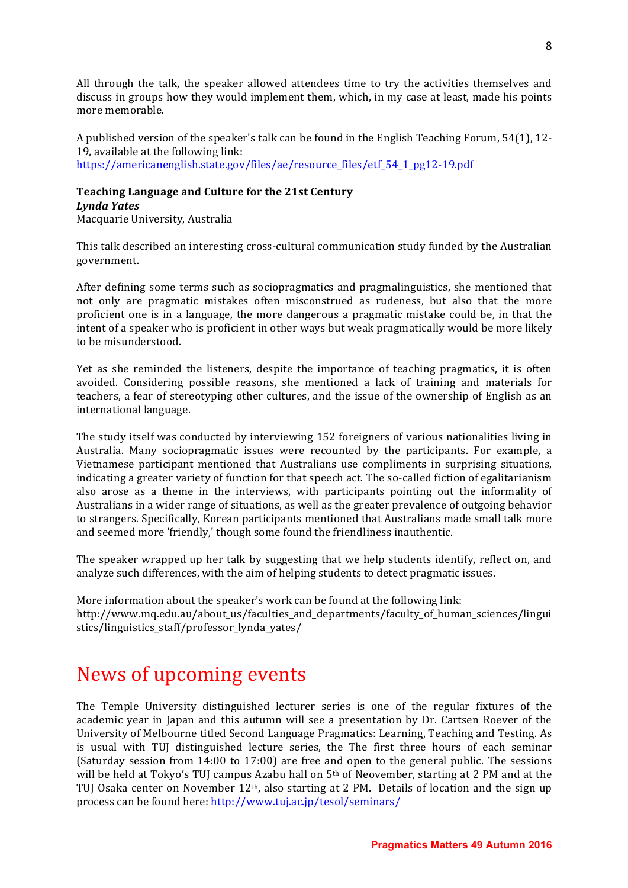All through the talk, the speaker allowed attendees time to try the activities themselves and discuss in groups how they would implement them, which, in my case at least, made his points more memorable.

A published version of the speaker's talk can be found in the English Teaching Forum, 54(1), 12-19, available at the following link:
https://americanenglish.state.gov/files/ae/resource_files/etf_54_1_pg12-19.pdf

**Teaching Language and Culture for the 21st Century**
***Lynda Yates***
Macquarie University, Australia

This talk described an interesting cross-cultural communication study funded by the Australian government.

After defining some terms such as sociopragmatics and pragmalinguistics, she mentioned that not only are pragmatic mistakes often misconstrued as rudeness, but also that the more proficient one is in a language, the more dangerous a pragmatic mistake could be, in that the intent of a speaker who is proficient in other ways but weak pragmatically would be more likely to be misunderstood.

Yet as she reminded the listeners, despite the importance of teaching pragmatics, it is often avoided. Considering possible reasons, she mentioned a lack of training and materials for teachers, a fear of stereotyping other cultures, and the issue of the ownership of English as an international language.

The study itself was conducted by interviewing 152 foreigners of various nationalities living in Australia. Many sociopragmatic issues were recounted by the participants. For example, a Vietnamese participant mentioned that Australians use compliments in surprising situations, indicating a greater variety of function for that speech act. The so-called fiction of egalitarianism also arose as a theme in the interviews, with participants pointing out the informality of Australians in a wider range of situations, as well as the greater prevalence of outgoing behavior to strangers. Specifically, Korean participants mentioned that Australians made small talk more and seemed more 'friendly,' though some found the friendliness inauthentic.

The speaker wrapped up her talk by suggesting that we help students identify, reflect on, and analyze such differences, with the aim of helping students to detect pragmatic issues.

More information about the speaker's work can be found at the following link:
http://www.mq.edu.au/about_us/faculties_and_departments/faculty_of_human_sciences/linguistics/linguistics_staff/professor_lynda_yates/

# News of upcoming events

The Temple University distinguished lecturer series is one of the regular fixtures of the academic year in Japan and this autumn will see a presentation by Dr. Cartsen Roever of the University of Melbourne titled Second Language Pragmatics: Learning, Teaching and Testing. As is usual with TUJ distinguished lecture series, the The first three hours of each seminar (Saturday session from 14:00 to 17:00) are free and open to the general public. The sessions will be held at Tokyo's TUJ campus Azabu hall on 5th of Neovember, starting at 2 PM and at the TUJ Osaka center on November 12th, also starting at 2 PM. Details of location and the sign up process can be found here: http://www.tuj.ac.jp/tesol/seminars/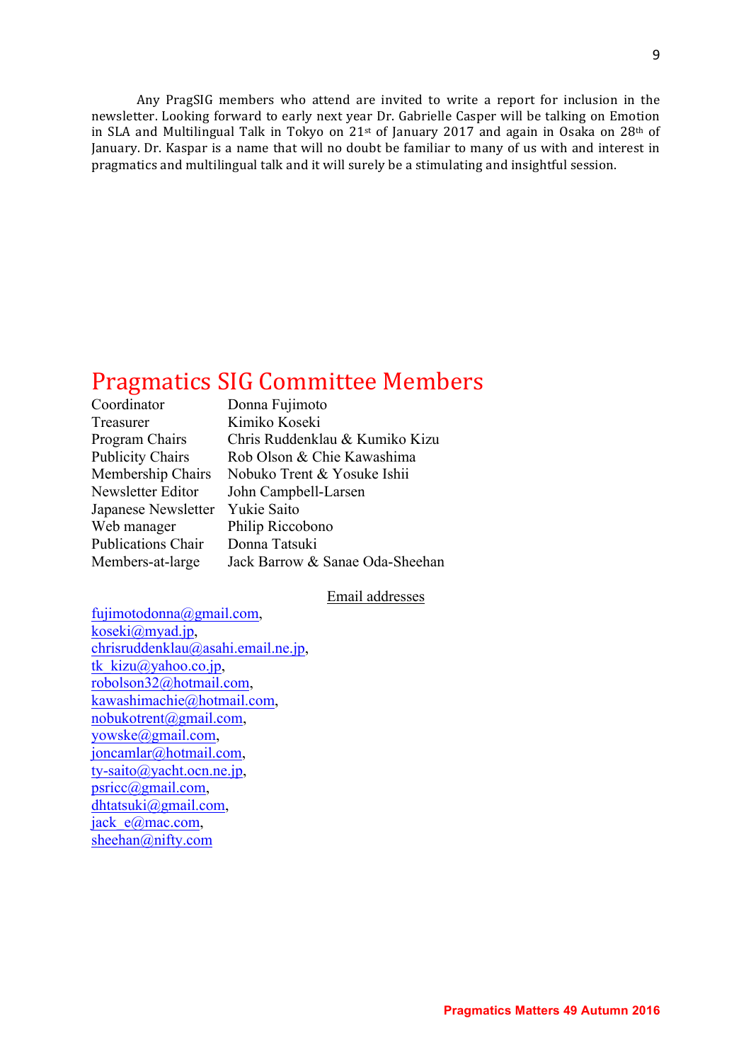Any PragSIG members who attend are invited to write a report for inclusion in the newsletter. Looking forward to early next year Dr. Gabrielle Casper will be talking on Emotion in SLA and Multilingual Talk in Tokyo on 21st of January 2017 and again in Osaka on 28th of January. Dr. Kaspar is a name that will no doubt be familiar to many of us with and interest in pragmatics and multilingual talk and it will surely be a stimulating and insightful session.

# Pragmatics SIG Committee Members

| | |
|---|---|
| Coordinator | Donna Fujimoto |
| Treasurer | Kimiko Koseki |
| Program Chairs | Chris Ruddenklau & Kumiko Kizu |
| Publicity Chairs | Rob Olson & Chie Kawashima |
| Membership Chairs | Nobuko Trent & Yosuke Ishii |
| Newsletter Editor | John Campbell-Larsen |
| Japanese Newsletter | Yukie Saito |
| Web manager | Philip Riccobono |
| Publications Chair | Donna Tatsuki |
| Members-at-large | Jack Barrow & Sanae Oda-Sheehan |

Email addresses

fujimotodonna@gmail.com,
koseki@myad.jp,
chrisruddenklau@asahi.email.ne.jp,
tk_kizu@yahoo.co.jp,
robolson32@hotmail.com,
kawashimachie@hotmail.com,
nobukotrent@gmail.com,
yowske@gmail.com,
joncamlar@hotmail.com,
ty-saito@yacht.ocn.ne.jp,
psricc@gmail.com,
dhtatsuki@gmail.com,
jack_e@mac.com,
sheehan@nifty.com